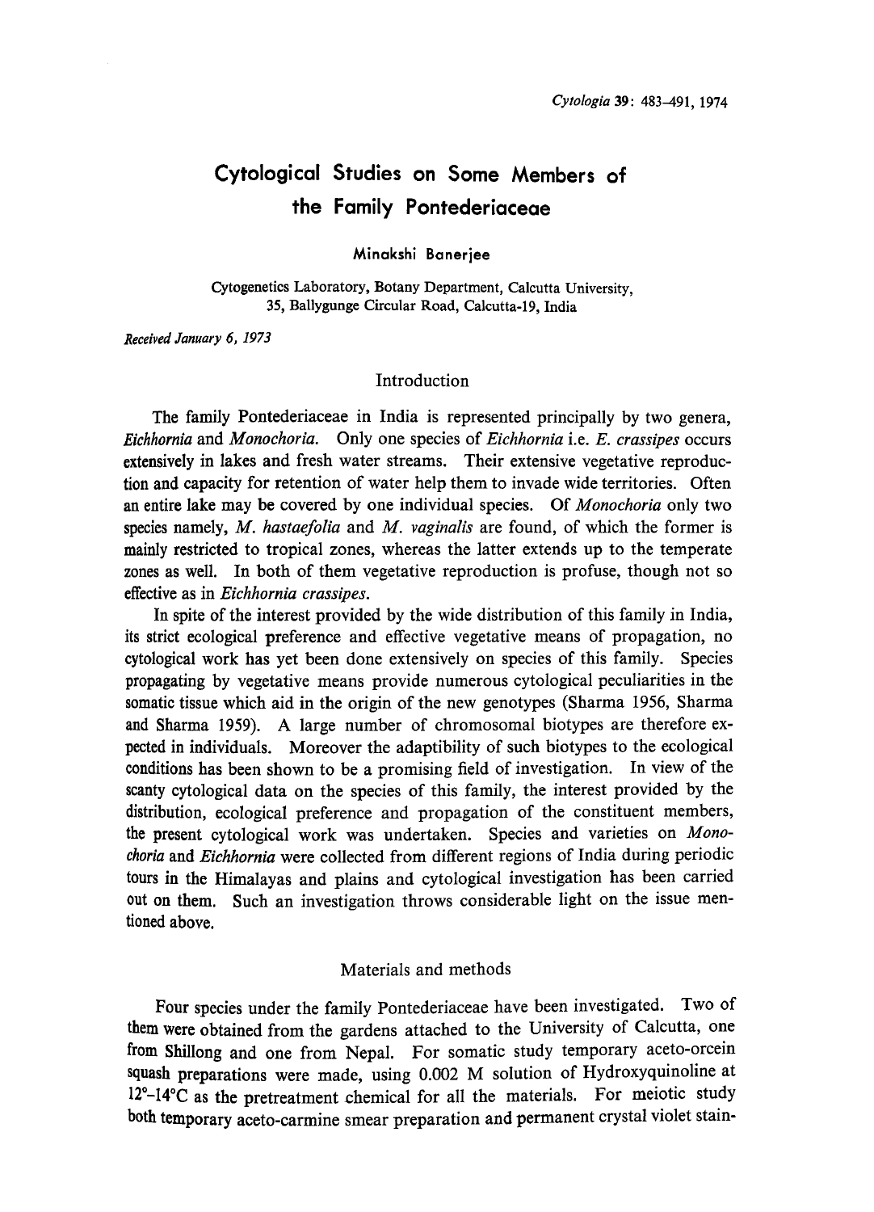# Cytological Studies on Some Members of the Family Pontederiaceae

Minakshi Banerjee

Cytogenetics Laboratory, Botany Department, Calcutta University, 35, Ballygunge Circular Road, Calcutta-19, India

*Received January 6, 1973*

## Introduction

The family Pontederiaceae in India is represented principally by two genera, *Eichhornia* and *Monochoria*. Only one species of *Eichhornia* i.e. *E. crassipes* occurs extensively in lakes and fresh water streams. Their extensive vegetative reproduction and capacity for retention of water help them to invade wide territories. Often an entire lake may be covered by one individual species. Of *Monochoria* only two species namely, *M. hastaefolia* and *M. vaginalis* are found, of which the former is mainly restricted to tropical zones, whereas the latter extends up to the temperate zones as well. In both of them vegetative reproduction is profuse, though not so effective as in *Eichhornia crassipes*.

In spite of the interest provided by the wide distribution of this family in India, its strict ecological preference and effective vegetative means of propagation, no cytological work has yet been done extensively on species of this family. Species propagating by vegetative means provide numerous cytological peculiarities in the somatic tissue which aid in the origin of the new genotypes (Sharma 1956, Sharma and Sharma 1959). A large number of chromosomal biotypes are therefore expected in individuals. Moreover the adaptibility of such biotypes to the ecological conditions has been shown to be a promising field of investigation. In view of the scanty cytological data on the species of this family, the interest provided by the distribution, ecological preference and propagation of the constituent members, the present cytological work was undertaken. Species and varieties on *Monochoria* and *Eichhornia* were collected from different regions of India during periodic tours in the Himalayas and plains and cytological investigation has been carried out on them. Such an investigation throws considerable light on the issue mentioned above.

## Materials and methods

Four species under the family Pontederiaceae have been investigated. Two of them were obtained from the gardens attached to the University of Calcutta, one from Shillong and one from Nepal. For somatic study temporary aceto-orcein squash preparations were made, using 0.002 M solution of Hydroxyquinoline at 12°–14°C as the pretreatment chemical for all the materials. For meiotic study both temporary aceto-carmine smear preparation and permanent crystal violet stain-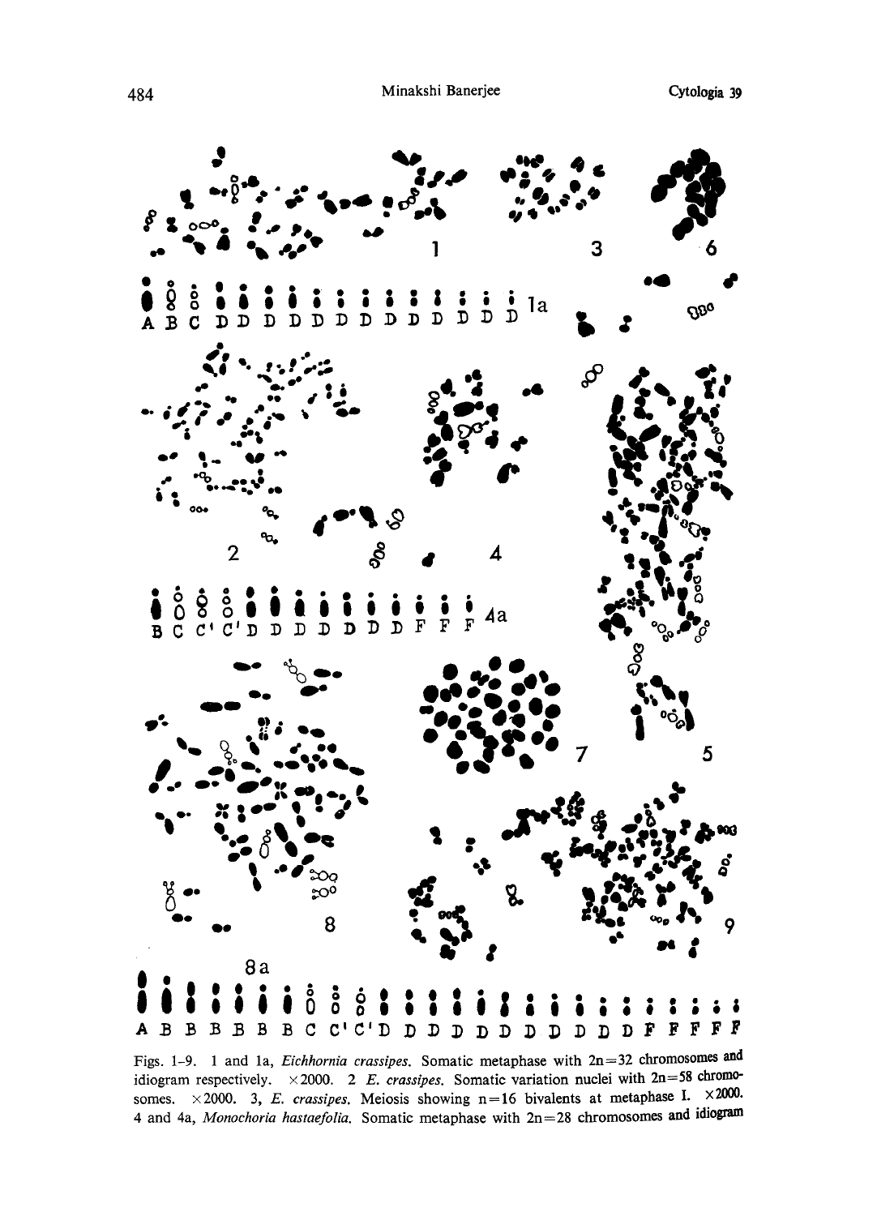Figs. 1–9. 1 and 1a, *Eichhornia crassipes*. Somatic metaphase with 2n=32 chromosomes and idiogram respectively. ×2000. 2 *E. crassipes*. Somatic variation nuclei with 2n=58 chromosomes. ×2000. 3, *E. crassipes*. Meiosis showing n=16 bivalents at metaphase I. ×2000. 4 and 4a, *Monochoria hastaefolia*. Somatic metaphase with 2n=28 chromosomes and idiogram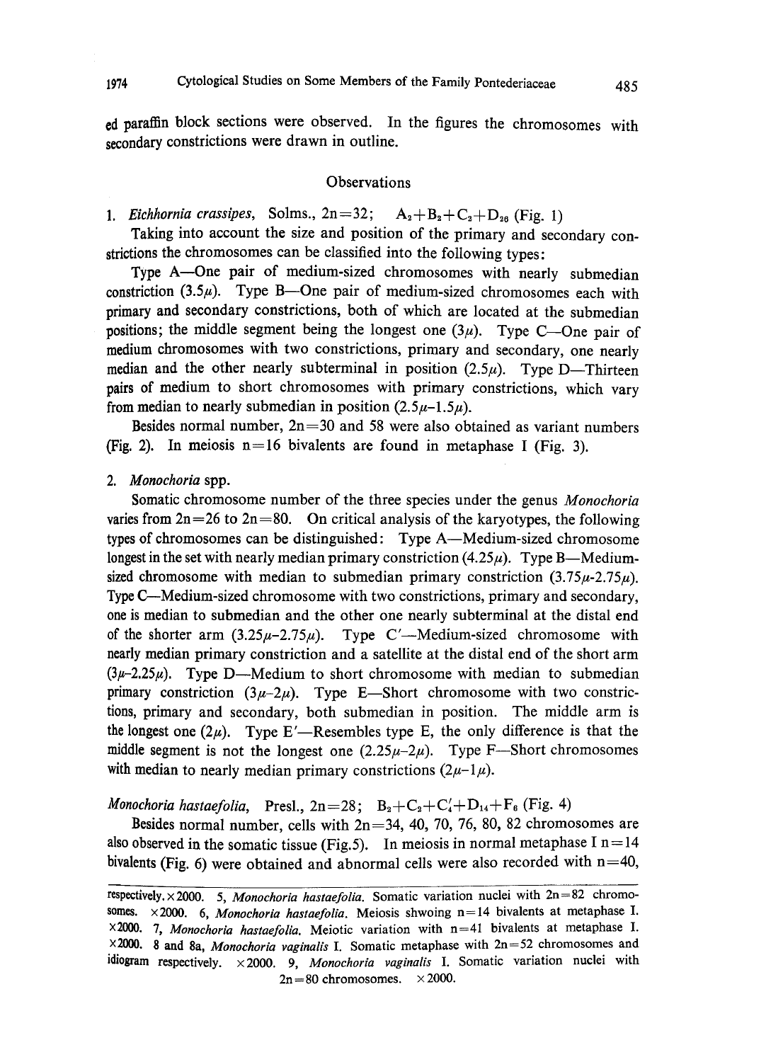ed paraffin block sections were observed. In the figures the chromosomes with secondary constrictions were drawn in outline.

## Observations

1. *Eichhornia crassipes*, Solms., 2n=32; $A_2+B_2+C_2+D_{26}$ (Fig. 1)

Taking into account the size and position of the primary and secondary constrictions the chromosomes can be classified into the following types:

Type A—One pair of medium-sized chromosomes with nearly submedian constriction (3.5μ). Type B—One pair of medium-sized chromosomes each with primary and secondary constrictions, both of which are located at the submedian positions; the middle segment being the longest one (3μ). Type C—One pair of medium chromosomes with two constrictions, primary and secondary, one nearly median and the other nearly subterminal in position (2.5μ). Type D—Thirteen pairs of medium to short chromosomes with primary constrictions, which vary from median to nearly submedian in position (2.5μ–1.5μ).

Besides normal number, 2n=30 and 58 were also obtained as variant numbers (Fig. 2). In meiosis n=16 bivalents are found in metaphase I (Fig. 3).

2. *Monochoria* spp.

Somatic chromosome number of the three species under the genus *Monochoria* varies from 2n=26 to 2n=80. On critical analysis of the karyotypes, the following types of chromosomes can be distinguished: Type A—Medium-sized chromosome longest in the set with nearly median primary constriction (4.25μ). Type B—Medium-sized chromosome with median to submedian primary constriction (3.75μ-2.75μ). Type C—Medium-sized chromosome with two constrictions, primary and secondary, one is median to submedian and the other one nearly subterminal at the distal end of the shorter arm (3.25μ–2.75μ). Type C′—Medium-sized chromosome with nearly median primary constriction and a satellite at the distal end of the short arm (3μ–2.25μ). Type D—Medium to short chromosome with median to submedian primary constriction (3μ–2μ). Type E—Short chromosome with two constrictions, primary and secondary, both submedian in position. The middle arm is the longest one (2μ). Type E′—Resembles type E, the only difference is that the middle segment is not the longest one (2.25μ–2μ). Type F—Short chromosomes with median to nearly median primary constrictions (2μ–1μ).

*Monochoria hastaefolia*, Presl., 2n=28; $B_2+C_2+C'_4+D_{14}+F_6$ (Fig. 4)

Besides normal number, cells with 2n=34, 40, 70, 76, 80, 82 chromosomes are also observed in the somatic tissue (Fig.5). In meiosis in normal metaphase I n=14 bivalents (Fig. 6) were obtained and abnormal cells were also recorded with n=40,

respectively. ×2000. 5, *Monochoria hastaefolia*. Somatic variation nuclei with 2n=82 chromosomes. ×2000. 6, *Monochoria hastaefolia*. Meiosis shwoing n=14 bivalents at metaphase I. ×2000. 7, *Monochoria hastaefolia*. Meiotic variation with n=41 bivalents at metaphase I. ×2000. 8 and 8a, *Monochoria vaginalis* I. Somatic metaphase with 2n=52 chromosomes and idiogram respectively. ×2000. 9, *Monochoria vaginalis* I. Somatic variation nuclei with 2n=80 chromosomes. ×2000.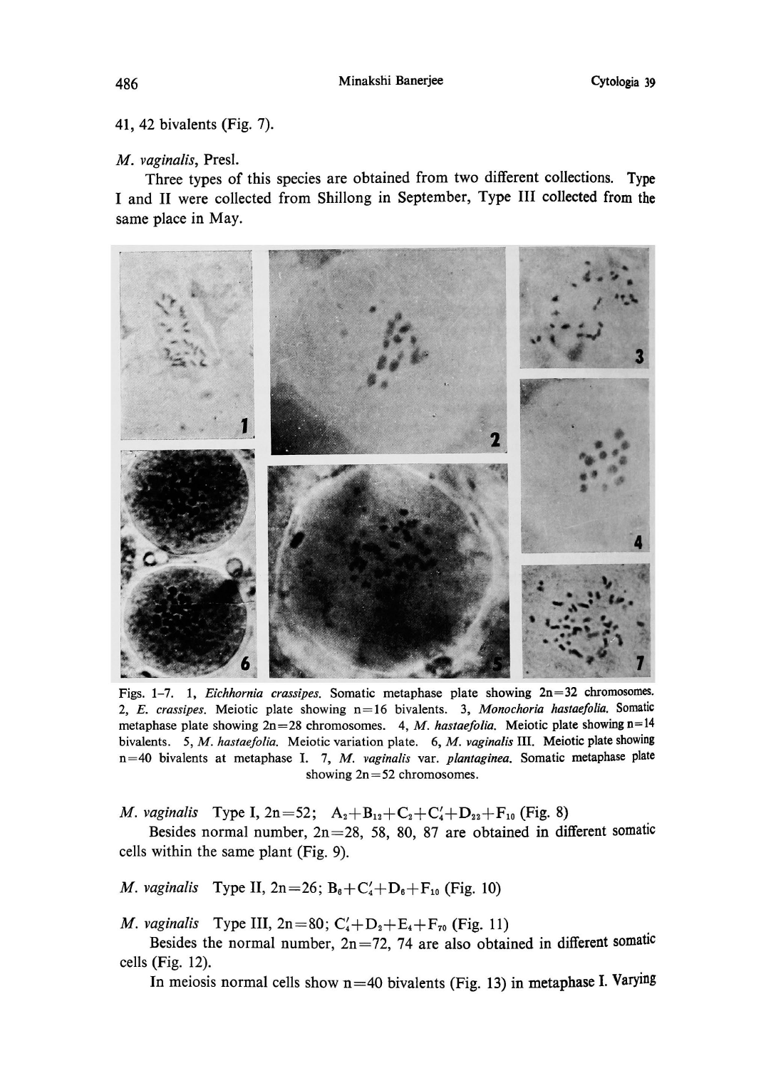41, 42 bivalents (Fig. 7).

*M. vaginalis*, Presl.

Three types of this species are obtained from two different collections. Type I and II were collected from Shillong in September, Type III collected from the same place in May.

Figs. 1–7. 1, *Eichhornia crassipes*. Somatic metaphase plate showing 2n=32 chromosomes. 2, *E. crassipes*. Meiotic plate showing n=16 bivalents. 3, *Monochoria hastaefolia*. Somatic metaphase plate showing 2n=28 chromosomes. 4, *M. hastaefolia*. Meiotic plate showing n=14 bivalents. 5, *M. hastaefolia*. Meiotic variation plate. 6, *M. vaginalis* III. Meiotic plate showing n=40 bivalents at metaphase I. 7, *M. vaginalis* var. *plantaginea*. Somatic metaphase plate showing 2n=52 chromosomes.

*M. vaginalis* Type I, 2n=52; $A_2+B_{12}+C_2+C'_4+D_{22}+F_{10}$ (Fig. 8)

Besides normal number, 2n=28, 58, 80, 87 are obtained in different somatic cells within the same plant (Fig. 9).

*M. vaginalis* Type II, 2n=26; $B_6+C'_4+D_6+F_{10}$ (Fig. 10)

*M. vaginalis* Type III, 2n=80; $C'_4+D_2+E_4+F_{70}$ (Fig. 11)

Besides the normal number, 2n=72, 74 are also obtained in different somatic cells (Fig. 12).

In meiosis normal cells show n=40 bivalents (Fig. 13) in metaphase I. Varying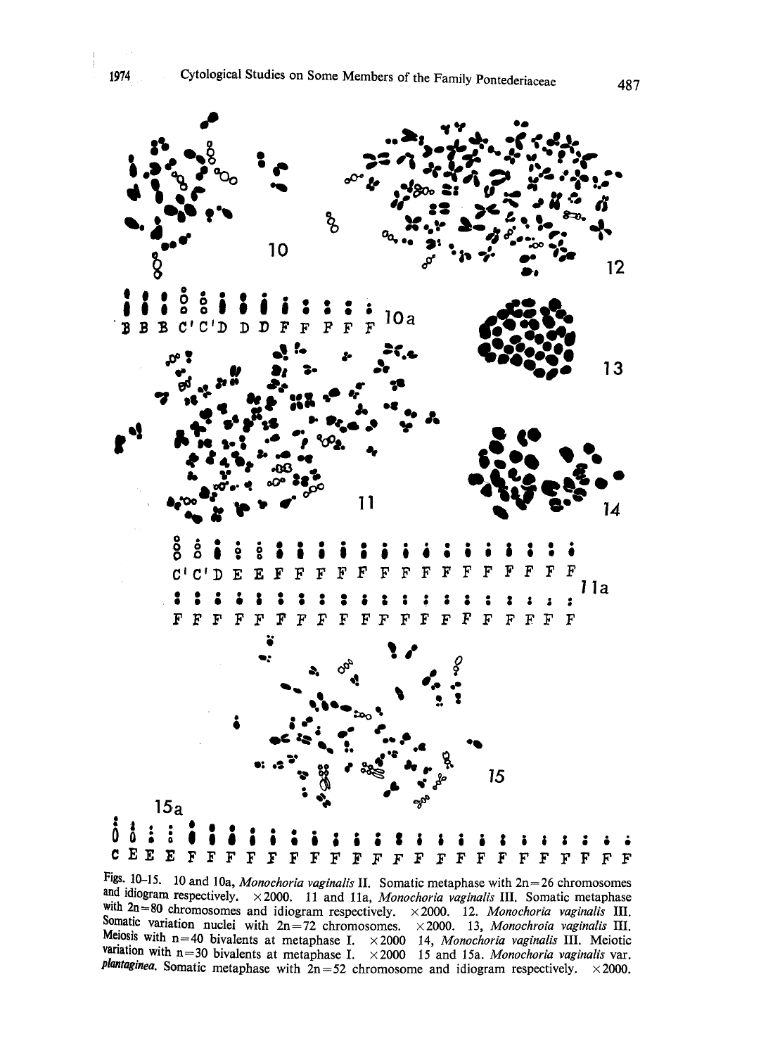Figs. 10–15. 10 and 10a, *Monochoria vaginalis* II. Somatic metaphase with 2n=26 chromosomes and idiogram respectively. ×2000. 11 and 11a, *Monochoria vaginalis* III. Somatic metaphase with 2n=80 chromosomes and idiogram respectively. ×2000. 12. *Monochoria vaginalis* III. Somatic variation nuclei with 2n=72 chromosomes. ×2000. 13, *Monochroia vaginalis* III. Meiosis with n=40 bivalents at metaphase I. ×2000 14, *Monochoria vaginalis* III. Meiotic variation with n=30 bivalents at metaphase I. ×2000 15 and 15a. *Monochoria vaginalis* var. *plantaginea*. Somatic metaphase with 2n=52 chromosome and idiogram respectively. ×2000.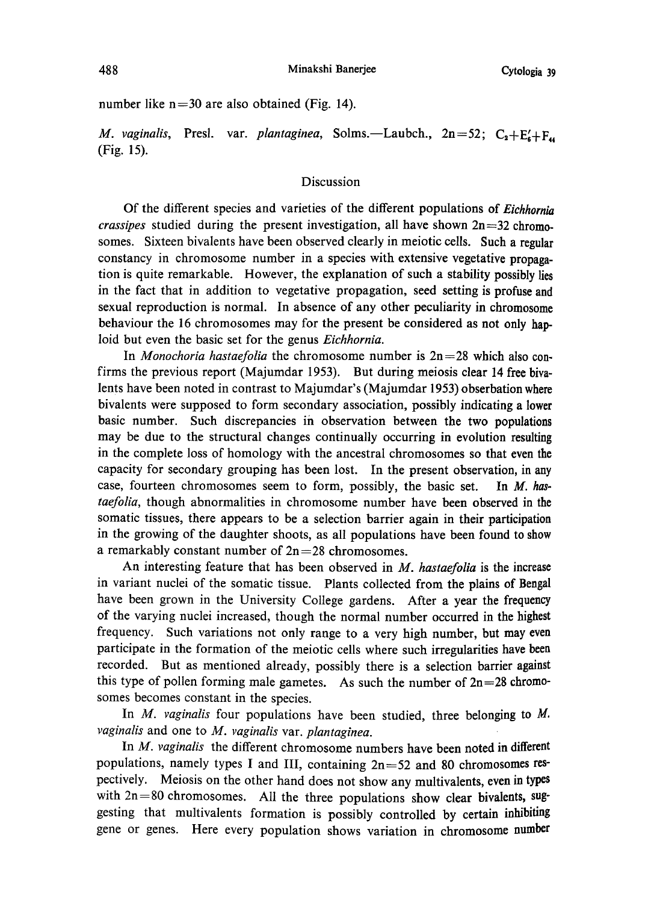number like n=30 are also obtained (Fig. 14).

*M. vaginalis*, Presl. var. *plantaginea*, Solms.—Laubch., 2n=52; $C_2+E_6'+F_{44}$ (Fig. 15).

## Discussion

Of the different species and varieties of the different populations of *Eichhornia crassipes* studied during the present investigation, all have shown 2n=32 chromosomes. Sixteen bivalents have been observed clearly in meiotic cells. Such a regular constancy in chromosome number in a species with extensive vegetative propagation is quite remarkable. However, the explanation of such a stability possibly lies in the fact that in addition to vegetative propagation, seed setting is profuse and sexual reproduction is normal. In absence of any other peculiarity in chromosome behaviour the 16 chromosomes may for the present be considered as not only haploid but even the basic set for the genus *Eichhornia*.

In *Monochoria hastaefolia* the chromosome number is 2n=28 which also confirms the previous report (Majumdar 1953). But during meiosis clear 14 free bivalents have been noted in contrast to Majumdar's (Majumdar 1953) obserbation where bivalents were supposed to form secondary association, possibly indicating a lower basic number. Such discrepancies in observation between the two populations may be due to the structural changes continually occurring in evolution resulting in the complete loss of homology with the ancestral chromosomes so that even the capacity for secondary grouping has been lost. In the present observation, in any case, fourteen chromosomes seem to form, possibly, the basic set. In *M. hastaefolia*, though abnormalities in chromosome number have been observed in the somatic tissues, there appears to be a selection barrier again in their participation in the growing of the daughter shoots, as all populations have been found to show a remarkably constant number of 2n=28 chromosomes.

An interesting feature that has been observed in *M. hastaefolia* is the increase in variant nuclei of the somatic tissue. Plants collected from the plains of Bengal have been grown in the University College gardens. After a year the frequency of the varying nuclei increased, though the normal number occurred in the highest frequency. Such variations not only range to a very high number, but may even participate in the formation of the meiotic cells where such irregularities have been recorded. But as mentioned already, possibly there is a selection barrier against this type of pollen forming male gametes. As such the number of 2n=28 chromosomes becomes constant in the species.

In *M. vaginalis* four populations have been studied, three belonging to *M. vaginalis* and one to *M. vaginalis* var. *plantaginea*.

In *M. vaginalis* the different chromosome numbers have been noted in different populations, namely types I and III, containing 2n=52 and 80 chromosomes respectively. Meiosis on the other hand does not show any multivalents, even in types with 2n=80 chromosomes. All the three populations show clear bivalents, suggesting that multivalents formation is possibly controlled by certain inhibiting gene or genes. Here every population shows variation in chromosome number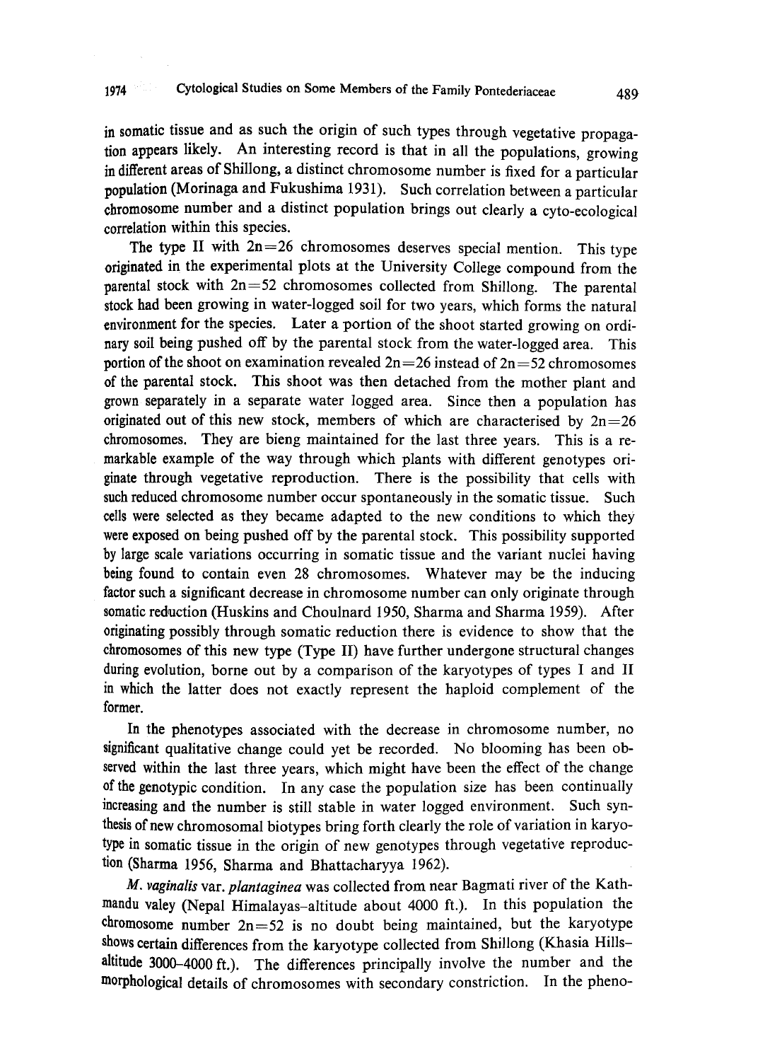in somatic tissue and as such the origin of such types through vegetative propagation appears likely. An interesting record is that in all the populations, growing in different areas of Shillong, a distinct chromosome number is fixed for a particular population (Morinaga and Fukushima 1931). Such correlation between a particular chromosome number and a distinct population brings out clearly a cyto-ecological correlation within this species.

The type II with 2n=26 chromosomes deserves special mention. This type originated in the experimental plots at the University College compound from the parental stock with 2n=52 chromosomes collected from Shillong. The parental stock had been growing in water-logged soil for two years, which forms the natural environment for the species. Later a portion of the shoot started growing on ordinary soil being pushed off by the parental stock from the water-logged area. This portion of the shoot on examination revealed 2n=26 instead of 2n=52 chromosomes of the parental stock. This shoot was then detached from the mother plant and grown separately in a separate water logged area. Since then a population has originated out of this new stock, members of which are characterised by 2n=26 chromosomes. They are bieng maintained for the last three years. This is a remarkable example of the way through which plants with different genotypes originate through vegetative reproduction. There is the possibility that cells with such reduced chromosome number occur spontaneously in the somatic tissue. Such cells were selected as they became adapted to the new conditions to which they were exposed on being pushed off by the parental stock. This possibility supported by large scale variations occurring in somatic tissue and the variant nuclei having being found to contain even 28 chromosomes. Whatever may be the inducing factor such a significant decrease in chromosome number can only originate through somatic reduction (Huskins and Choulnard 1950, Sharma and Sharma 1959). After originating possibly through somatic reduction there is evidence to show that the chromosomes of this new type (Type II) have further undergone structural changes during evolution, borne out by a comparison of the karyotypes of types I and II in which the latter does not exactly represent the haploid complement of the former.

In the phenotypes associated with the decrease in chromosome number, no significant qualitative change could yet be recorded. No blooming has been observed within the last three years, which might have been the effect of the change of the genotypic condition. In any case the population size has been continually increasing and the number is still stable in water logged environment. Such synthesis of new chromosomal biotypes bring forth clearly the role of variation in karyotype in somatic tissue in the origin of new genotypes through vegetative reproduction (Sharma 1956, Sharma and Bhattacharyya 1962).

*M. vaginalis* var. *plantaginea* was collected from near Bagmati river of the Kathmandu valey (Nepal Himalayas–altitude about 4000 ft.). In this population the chromosome number 2n=52 is no doubt being maintained, but the karyotype shows certain differences from the karyotype collected from Shillong (Khasia Hills–altitude 3000–4000 ft.). The differences principally involve the number and the morphological details of chromosomes with secondary constriction. In the pheno-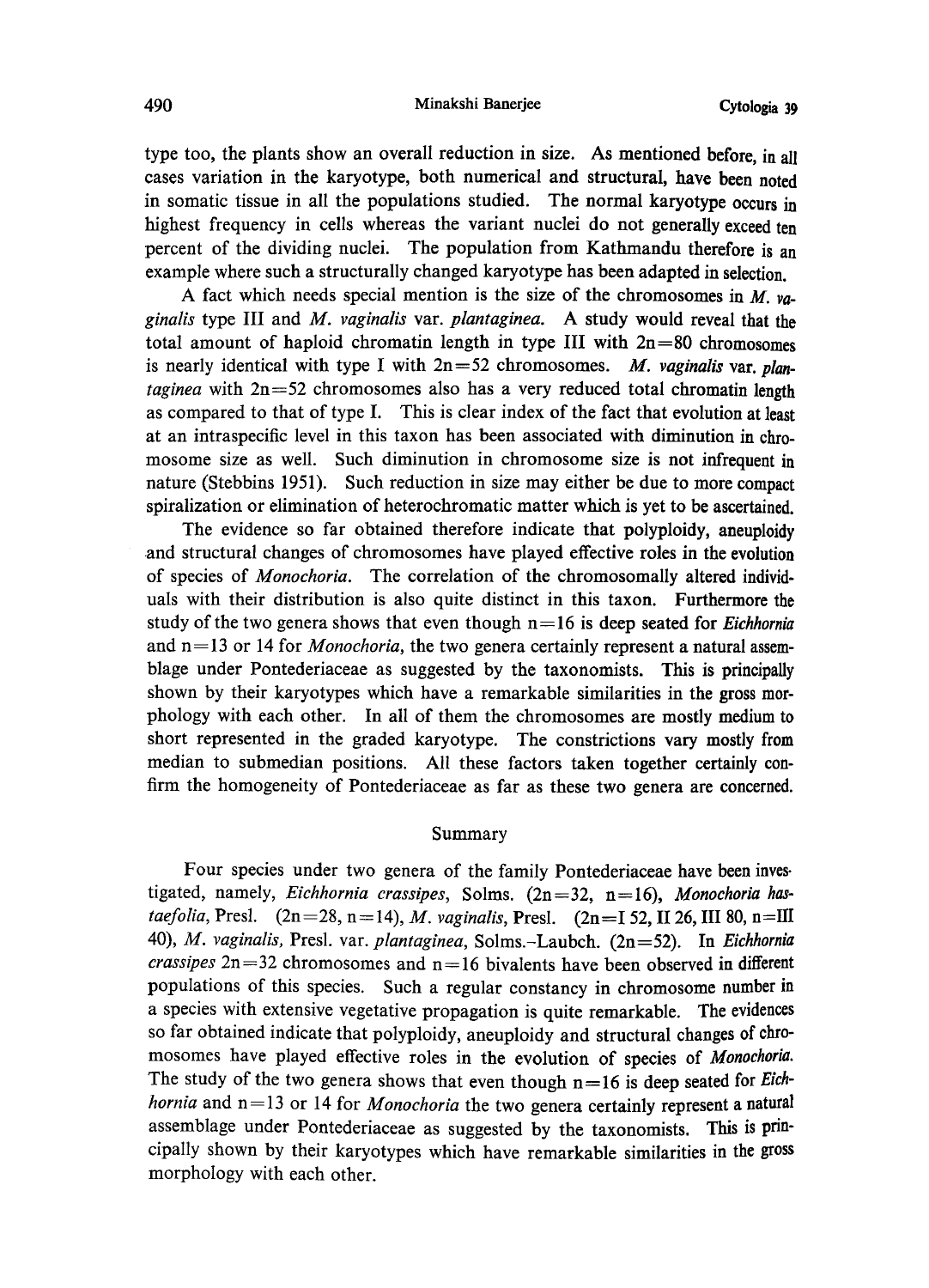type too, the plants show an overall reduction in size. As mentioned before, in all cases variation in the karyotype, both numerical and structural, have been noted in somatic tissue in all the populations studied. The normal karyotype occurs in highest frequency in cells whereas the variant nuclei do not generally exceed ten percent of the dividing nuclei. The population from Kathmandu therefore is an example where such a structurally changed karyotype has been adapted in selection.

A fact which needs special mention is the size of the chromosomes in *M. vaginalis* type III and *M. vaginalis* var. *plantaginea*. A study would reveal that the total amount of haploid chromatin length in type III with $2n=80$ chromosomes is nearly identical with type I with $2n=52$ chromosomes. *M. vaginalis* var. *plantaginea* with $2n=52$ chromosomes also has a very reduced total chromatin length as compared to that of type I. This is clear index of the fact that evolution at least at an intraspecific level in this taxon has been associated with diminution in chromosome size as well. Such diminution in chromosome size is not infrequent in nature (Stebbins 1951). Such reduction in size may either be due to more compact spiralization or elimination of heterochromatic matter which is yet to be ascertained.

The evidence so far obtained therefore indicate that polyploidy, aneuploidy and structural changes of chromosomes have played effective roles in the evolution of species of *Monochoria*. The correlation of the chromosomally altered individuals with their distribution is also quite distinct in this taxon. Furthermore the study of the two genera shows that even though $n=16$ is deep seated for *Eichhornia* and $n=13$ or 14 for *Monochoria*, the two genera certainly represent a natural assemblage under Pontederiaceae as suggested by the taxonomists. This is principally shown by their karyotypes which have a remarkable similarities in the gross morphology with each other. In all of them the chromosomes are mostly medium to short represented in the graded karyotype. The constrictions vary mostly from median to submedian positions. All these factors taken together certainly confirm the homogeneity of Pontederiaceae as far as these two genera are concerned.

## Summary

Four species under two genera of the family Pontederiaceae have been investigated, namely, *Eichhornia crassipes*, Solms. ($2n=32$, $n=16$), *Monochoria hastaefolia*, Presl. ($2n=28$, $n=14$), *M. vaginalis*, Presl. ($2n=$I 52, II 26, III 80, $n=$III 40), *M. vaginalis*, Presl. var. *plantaginea*, Solms.-Laubch. ($2n=52$). In *Eichhornia crassipes* $2n=32$ chromosomes and $n=16$ bivalents have been observed in different populations of this species. Such a regular constancy in chromosome number in a species with extensive vegetative propagation is quite remarkable. The evidences so far obtained indicate that polyploidy, aneuploidy and structural changes of chromosomes have played effective roles in the evolution of species of *Monochoria*. The study of the two genera shows that even though $n=16$ is deep seated for *Eichhornia* and $n=13$ or 14 for *Monochoria* the two genera certainly represent a natural assemblage under Pontederiaceae as suggested by the taxonomists. This is principally shown by their karyotypes which have remarkable similarities in the gross morphology with each other.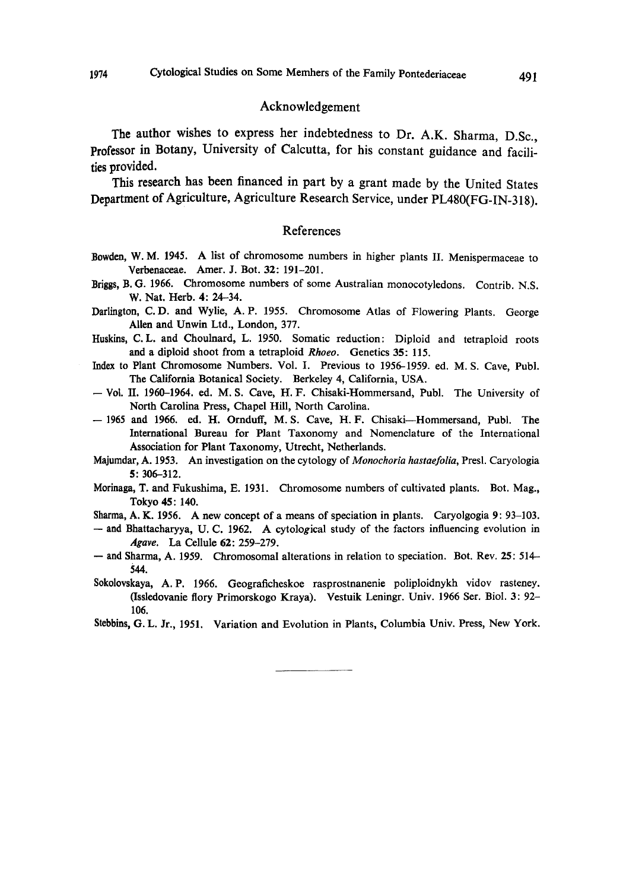## Acknowledgement

The author wishes to express her indebtedness to Dr. A.K. Sharma, D.Sc., Professor in Botany, University of Calcutta, for his constant guidance and facilities provided.

This research has been financed in part by a grant made by the United States Department of Agriculture, Agriculture Research Service, under PL480(FG-IN-318).

## References

Bowden, W. M. 1945. A list of chromosome numbers in higher plants II. Menispermaceae to Verbenaceae. Amer. J. Bot. 32: 191–201.

Briggs, B. G. 1966. Chromosome numbers of some Australian monocotyledons. Contrib. N.S. W. Nat. Herb. 4: 24–34.

Darlington, C. D. and Wylie, A. P. 1955. Chromosome Atlas of Flowering Plants. George Allen and Unwin Ltd., London, 377.

Huskins, C. L. and Choulnard, L. 1950. Somatic reduction: Diploid and tetraploid roots and a diploid shoot from a tetraploid *Rhoeo*. Genetics 35: 115.

Index to Plant Chromosome Numbers. Vol. I. Previous to 1956–1959. ed. M. S. Cave, Publ. The California Botanical Society. Berkeley 4, California, USA.

— Vol. II. 1960–1964. ed. M. S. Cave, H. F. Chisaki-Hommersand, Publ. The University of North Carolina Press, Chapel Hill, North Carolina.

— 1965 and 1966. ed. H. Ornduff, M. S. Cave, H. F. Chisaki—Hommersand, Publ. The International Bureau for Plant Taxonomy and Nomenclature of the International Association for Plant Taxonomy, Utrecht, Netherlands.

Majumdar, A. 1953. An investigation on the cytology of *Monochoria hastaefolia*, Presl. Caryologia 5: 306–312.

Morinaga, T. and Fukushima, E. 1931. Chromosome numbers of cultivated plants. Bot. Mag., Tokyo 45: 140.

Sharma, A. K. 1956. A new concept of a means of speciation in plants. Caryolgogia 9: 93–103.

— and Bhattacharyya, U. C. 1962. A cytological study of the factors influencing evolution in *Agave*. La Cellule 62: 259–279.

— and Sharma, A. 1959. Chromosomal alterations in relation to speciation. Bot. Rev. 25: 514–544.

Sokolovskaya, A. P. 1966. Geograficheskoe rasprostnanenie poliploidnykh vidov rasteney. (Issledovanie flory Primorskogo Kraya). Vestuik Leningr. Univ. 1966 Ser. Biol. 3: 92–106.

Stebbins, G. L. Jr., 1951. Variation and Evolution in Plants, Columbia Univ. Press, New York.